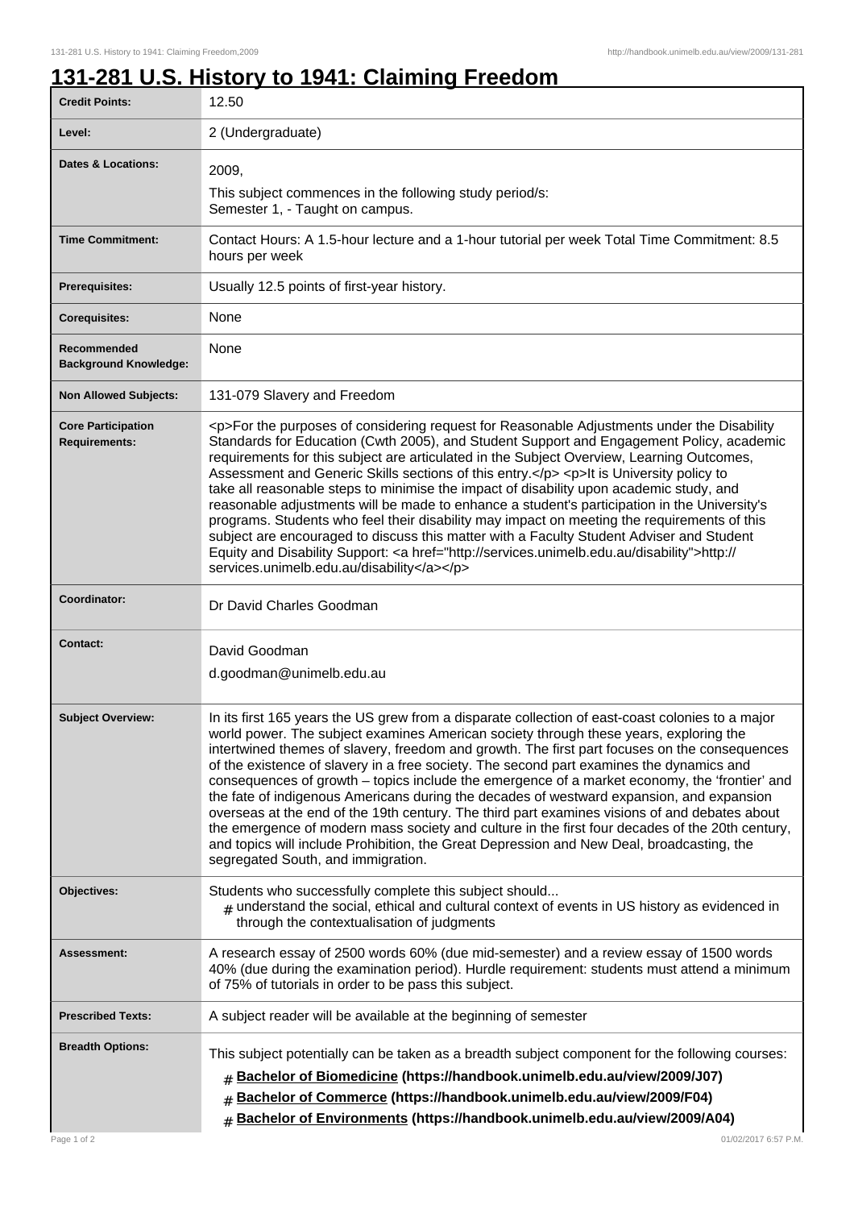# 131-281 U.S. History to 1941: Claiming Freedom

| | |
|---|---|
| **Credit Points:** | 12.50 |
| **Level:** | 2 (Undergraduate) |
| **Dates & Locations:** | 2009,<br>This subject commences in the following study period/s:<br>Semester 1, - Taught on campus. |
| **Time Commitment:** | Contact Hours: A 1.5-hour lecture and a 1-hour tutorial per week Total Time Commitment: 8.5 hours per week |
| **Prerequisites:** | Usually 12.5 points of first-year history. |
| **Corequisites:** | None |
| **Recommended Background Knowledge:** | None |
| **Non Allowed Subjects:** | 131-079 Slavery and Freedom |
| **Core Participation Requirements:** | <p>For the purposes of considering request for Reasonable Adjustments under the Disability Standards for Education (Cwth 2005), and Student Support and Engagement Policy, academic requirements for this subject are articulated in the Subject Overview, Learning Outcomes, Assessment and Generic Skills sections of this entry.</p> <p>It is University policy to take all reasonable steps to minimise the impact of disability upon academic study, and reasonable adjustments will be made to enhance a student's participation in the University's programs. Students who feel their disability may impact on meeting the requirements of this subject are encouraged to discuss this matter with a Faculty Student Adviser and Student Equity and Disability Support: <a href="http://services.unimelb.edu.au/disability">http://services.unimelb.edu.au/disability</a></p> |
| **Coordinator:** | Dr David Charles Goodman |
| **Contact:** | David Goodman<br>d.goodman@unimelb.edu.au |
| **Subject Overview:** | In its first 165 years the US grew from a disparate collection of east-coast colonies to a major world power. The subject examines American society through these years, exploring the intertwined themes of slavery, freedom and growth. The first part focuses on the consequences of the existence of slavery in a free society. The second part examines the dynamics and consequences of growth – topics include the emergence of a market economy, the 'frontier' and the fate of indigenous Americans during the decades of westward expansion, and expansion overseas at the end of the 19th century. The third part examines visions of and debates about the emergence of modern mass society and culture in the first four decades of the 20th century, and topics will include Prohibition, the Great Depression and New Deal, broadcasting, the segregated South, and immigration. |
| **Objectives:** | Students who successfully complete this subject should...<br># understand the social, ethical and cultural context of events in US history as evidenced in through the contextualisation of judgments |
| **Assessment:** | A research essay of 2500 words 60% (due mid-semester) and a review essay of 1500 words 40% (due during the examination period). Hurdle requirement: students must attend a minimum of 75% of tutorials in order to be pass this subject. |
| **Prescribed Texts:** | A subject reader will be available at the beginning of semester |
| **Breadth Options:** | This subject potentially can be taken as a breadth subject component for the following courses:<br># **Bachelor of Biomedicine (https://handbook.unimelb.edu.au/view/2009/J07)**<br># **Bachelor of Commerce (https://handbook.unimelb.edu.au/view/2009/F04)**<br># **Bachelor of Environments (https://handbook.unimelb.edu.au/view/2009/A04)** |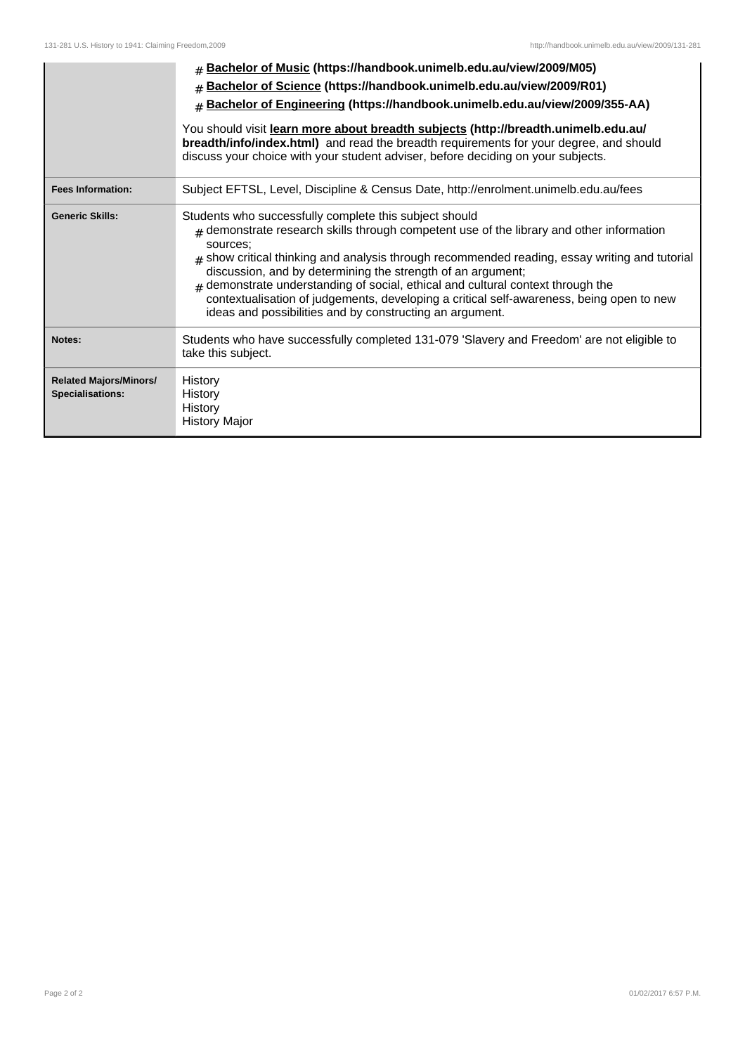| | |
|---|---|
| | # **Bachelor of Music (https://handbook.unimelb.edu.au/view/2009/M05)**<br># **Bachelor of Science (https://handbook.unimelb.edu.au/view/2009/R01)**<br># **Bachelor of Engineering (https://handbook.unimelb.edu.au/view/2009/355-AA)**<br><br>You should visit **learn more about breadth subjects (http://breadth.unimelb.edu.au/breadth/info/index.html)** and read the breadth requirements for your degree, and should discuss your choice with your student adviser, before deciding on your subjects. |
| **Fees Information:** | Subject EFTSL, Level, Discipline & Census Date, http://enrolment.unimelb.edu.au/fees |
| **Generic Skills:** | Students who successfully complete this subject should<br># demonstrate research skills through competent use of the library and other information sources;<br># show critical thinking and analysis through recommended reading, essay writing and tutorial discussion, and by determining the strength of an argument;<br># demonstrate understanding of social, ethical and cultural context through the contextualisation of judgements, developing a critical self-awareness, being open to new ideas and possibilities and by constructing an argument. |
| **Notes:** | Students who have successfully completed 131-079 'Slavery and Freedom' are not eligible to take this subject. |
| **Related Majors/Minors/ Specialisations:** | History<br>History<br>History<br>History Major |